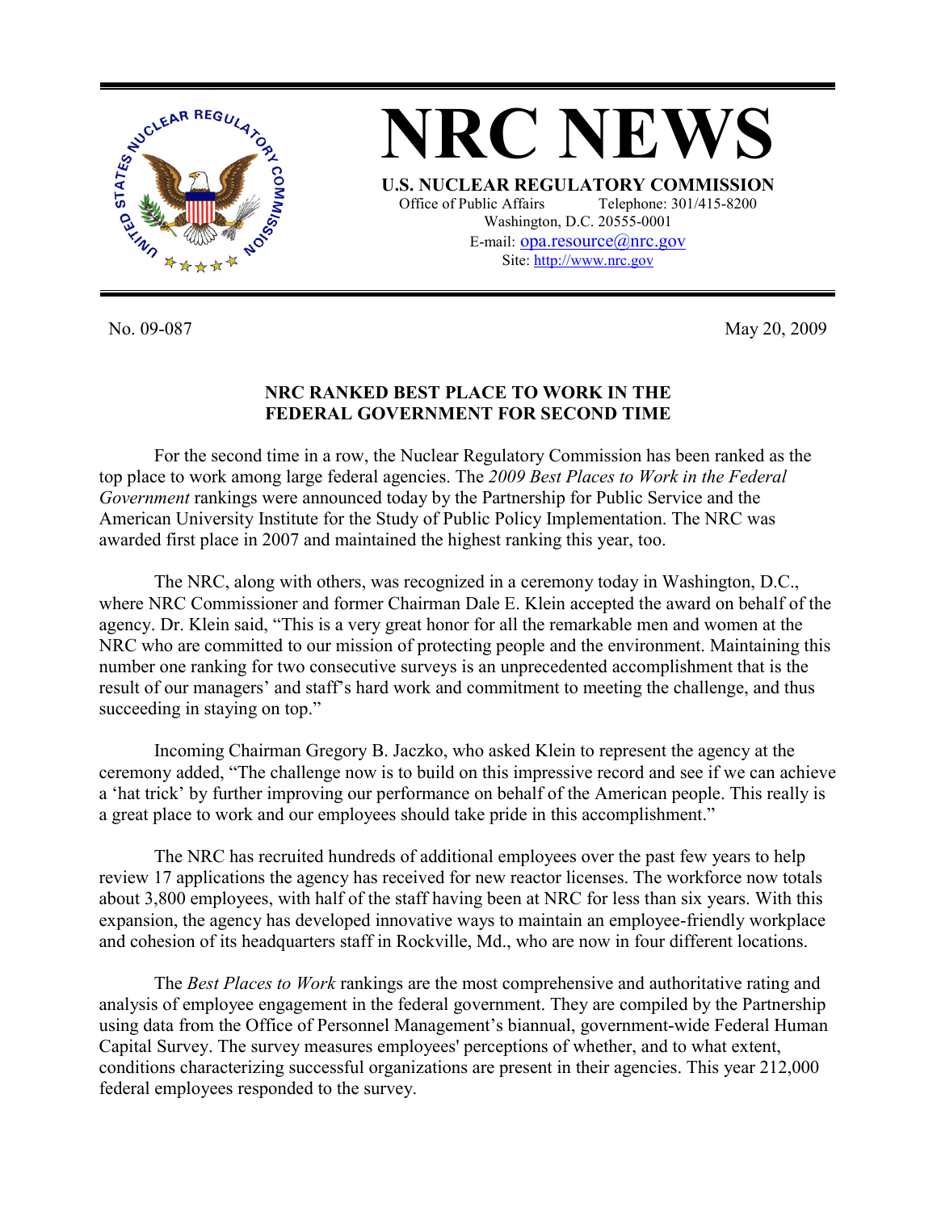# NRC NEWS

**U.S. NUCLEAR REGULATORY COMMISSION**

Office of Public Affairs Telephone: 301/415-8200

Washington, D.C. 20555-0001

E-mail: opa.resource@nrc.gov

Site: http://www.nrc.gov

No. 09-087 May 20, 2009

## NRC RANKED BEST PLACE TO WORK IN THE FEDERAL GOVERNMENT FOR SECOND TIME

For the second time in a row, the Nuclear Regulatory Commission has been ranked as the top place to work among large federal agencies. The *2009 Best Places to Work in the Federal Government* rankings were announced today by the Partnership for Public Service and the American University Institute for the Study of Public Policy Implementation. The NRC was awarded first place in 2007 and maintained the highest ranking this year, too.

The NRC, along with others, was recognized in a ceremony today in Washington, D.C., where NRC Commissioner and former Chairman Dale E. Klein accepted the award on behalf of the agency. Dr. Klein said, "This is a very great honor for all the remarkable men and women at the NRC who are committed to our mission of protecting people and the environment. Maintaining this number one ranking for two consecutive surveys is an unprecedented accomplishment that is the result of our managers' and staff's hard work and commitment to meeting the challenge, and thus succeeding in staying on top."

Incoming Chairman Gregory B. Jaczko, who asked Klein to represent the agency at the ceremony added, "The challenge now is to build on this impressive record and see if we can achieve a 'hat trick' by further improving our performance on behalf of the American people. This really is a great place to work and our employees should take pride in this accomplishment."

The NRC has recruited hundreds of additional employees over the past few years to help review 17 applications the agency has received for new reactor licenses. The workforce now totals about 3,800 employees, with half of the staff having been at NRC for less than six years. With this expansion, the agency has developed innovative ways to maintain an employee-friendly workplace and cohesion of its headquarters staff in Rockville, Md., who are now in four different locations.

The *Best Places to Work* rankings are the most comprehensive and authoritative rating and analysis of employee engagement in the federal government. They are compiled by the Partnership using data from the Office of Personnel Management's biannual, government-wide Federal Human Capital Survey. The survey measures employees' perceptions of whether, and to what extent, conditions characterizing successful organizations are present in their agencies. This year 212,000 federal employees responded to the survey.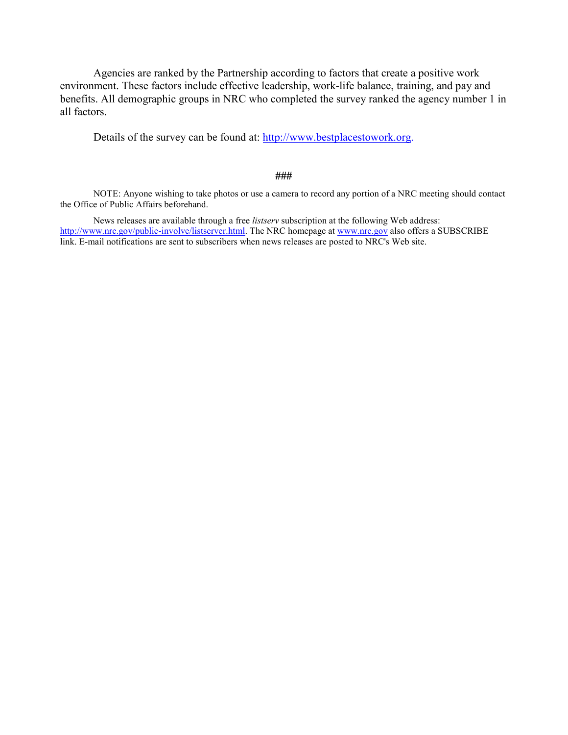Agencies are ranked by the Partnership according to factors that create a positive work environment. These factors include effective leadership, work-life balance, training, and pay and benefits. All demographic groups in NRC who completed the survey ranked the agency number 1 in all factors.

Details of the survey can be found at: http://www.bestplacestowork.org.

###

NOTE: Anyone wishing to take photos or use a camera to record any portion of a NRC meeting should contact the Office of Public Affairs beforehand.

News releases are available through a free *listserv* subscription at the following Web address: http://www.nrc.gov/public-involve/listserver.html. The NRC homepage at www.nrc.gov also offers a SUBSCRIBE link. E-mail notifications are sent to subscribers when news releases are posted to NRC's Web site.